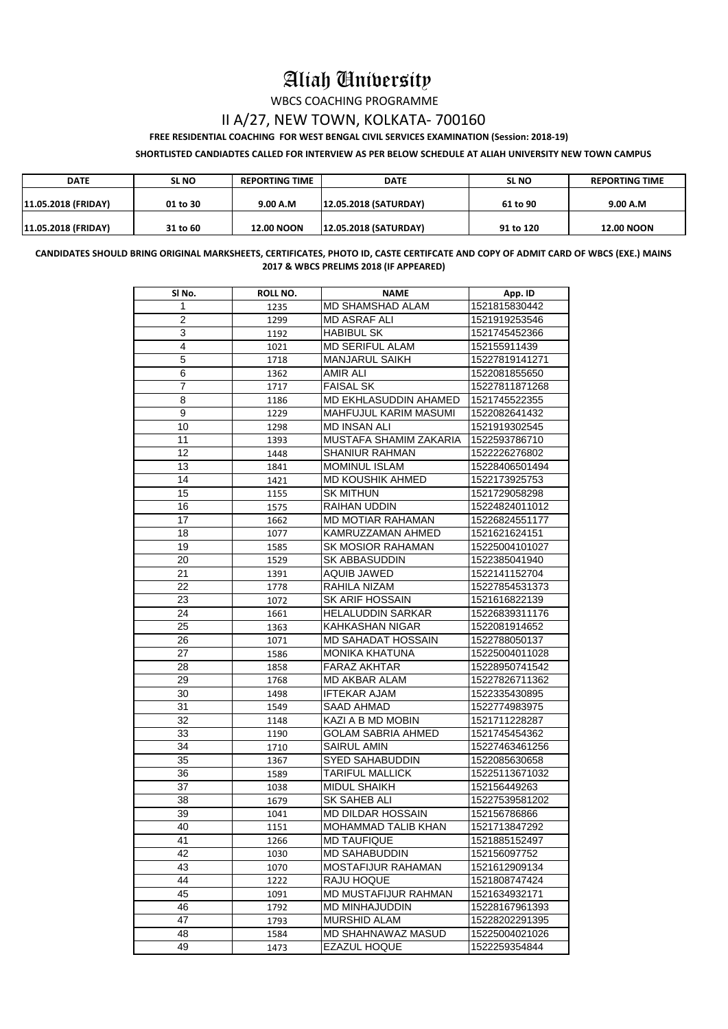# Aliah University

WBCS COACHING PROGRAMME

## II A/27, NEW TOWN, KOLKATA- 700160

**FREE RESIDENTIAL COACHING FOR WEST BENGAL CIVIL SERVICES EXAMINATION (Session: 2018-19)**

**SHORTLISTED CANDIADTES CALLED FOR INTERVIEW AS PER BELOW SCHEDULE AT ALIAH UNIVERSITY NEW TOWN CAMPUS**

| DATE | SL NO | REPORTING TIME | DATE | SL NO | REPORTING TIME |
|---|---|---|---|---|---|
| 11.05.2018 (FRIDAY) | 01 to 30 | 9.00 A.M | 12.05.2018 (SATURDAY) | 61 to 90 | 9.00 A.M |
| 11.05.2018 (FRIDAY) | 31 to 60 | 12.00 NOON | 12.05.2018 (SATURDAY) | 91 to 120 | 12.00 NOON |

**CANDIDATES SHOULD BRING ORIGINAL MARKSHEETS, CERTIFICATES, PHOTO ID, CASTE CERTIFCATE AND COPY OF ADMIT CARD OF WBCS (EXE.) MAINS 2017 & WBCS PRELIMS 2018 (IF APPEARED)**

| Sl No. | ROLL NO. | NAME | App. ID |
|---|---|---|---|
| 1 | 1235 | MD SHAMSHAD ALAM | 1521815830442 |
| 2 | 1299 | MD ASRAF ALI | 1521919253546 |
| 3 | 1192 | HABIBUL SK | 1521745452366 |
| 4 | 1021 | MD SERIFUL ALAM | 152155911439 |
| 5 | 1718 | MANJARUL SAIKH | 15227819141271 |
| 6 | 1362 | AMIR ALI | 1522081855650 |
| 7 | 1717 | FAISAL SK | 15227811871268 |
| 8 | 1186 | MD EKHLASUDDIN AHAMED | 1521745522355 |
| 9 | 1229 | MAHFUJUL KARIM MASUMI | 1522082641432 |
| 10 | 1298 | MD INSAN ALI | 1521919302545 |
| 11 | 1393 | MUSTAFA SHAMIM ZAKARIA | 1522593786710 |
| 12 | 1448 | SHANIUR RAHMAN | 1522226276802 |
| 13 | 1841 | MOMINUL ISLAM | 15228406501494 |
| 14 | 1421 | MD KOUSHIK AHMED | 1522173925753 |
| 15 | 1155 | SK MITHUN | 1521729058298 |
| 16 | 1575 | RAIHAN UDDIN | 15224824011012 |
| 17 | 1662 | MD MOTIAR RAHAMAN | 15226824551177 |
| 18 | 1077 | KAMRUZZAMAN AHMED | 1521621624151 |
| 19 | 1585 | SK MOSIOR RAHAMAN | 15225004101027 |
| 20 | 1529 | SK ABBASUDDIN | 1522385041940 |
| 21 | 1391 | AQUIB JAWED | 1522141152704 |
| 22 | 1778 | RAHILA NIZAM | 15227854531373 |
| 23 | 1072 | SK ARIF HOSSAIN | 1521616822139 |
| 24 | 1661 | HELALUDDIN SARKAR | 15226839311176 |
| 25 | 1363 | KAHKASHAN NIGAR | 1522081914652 |
| 26 | 1071 | MD SAHADAT HOSSAIN | 1522788050137 |
| 27 | 1586 | MONIKA KHATUNA | 15225004011028 |
| 28 | 1858 | FARAZ AKHTAR | 15228950741542 |
| 29 | 1768 | MD AKBAR ALAM | 15227826711362 |
| 30 | 1498 | IFTEKAR AJAM | 1522335430895 |
| 31 | 1549 | SAAD AHMAD | 1522774983975 |
| 32 | 1148 | KAZI A B MD MOBIN | 1521711228287 |
| 33 | 1190 | GOLAM SABRIA AHMED | 1521745454362 |
| 34 | 1710 | SAIRUL AMIN | 15227463461256 |
| 35 | 1367 | SYED SAHABUDDIN | 1522085630658 |
| 36 | 1589 | TARIFUL MALLICK | 15225113671032 |
| 37 | 1038 | MIDUL SHAIKH | 152156449263 |
| 38 | 1679 | SK SAHEB ALI | 15227539581202 |
| 39 | 1041 | MD DILDAR HOSSAIN | 152156786866 |
| 40 | 1151 | MOHAMMAD TALIB KHAN | 1521713847292 |
| 41 | 1266 | MD TAUFIQUE | 1521885152497 |
| 42 | 1030 | MD SAHABUDDIN | 152156097752 |
| 43 | 1070 | MOSTAFIJUR RAHAMAN | 1521612909134 |
| 44 | 1222 | RAJU HOQUE | 1521808747424 |
| 45 | 1091 | MD MUSTAFIJUR RAHMAN | 1521634932171 |
| 46 | 1792 | MD MINHAJUDDIN | 15228167961393 |
| 47 | 1793 | MURSHID ALAM | 15228202291395 |
| 48 | 1584 | MD SHAHNAWAZ MASUD | 15225004021026 |
| 49 | 1473 | EZAZUL HOQUE | 1522259354844 |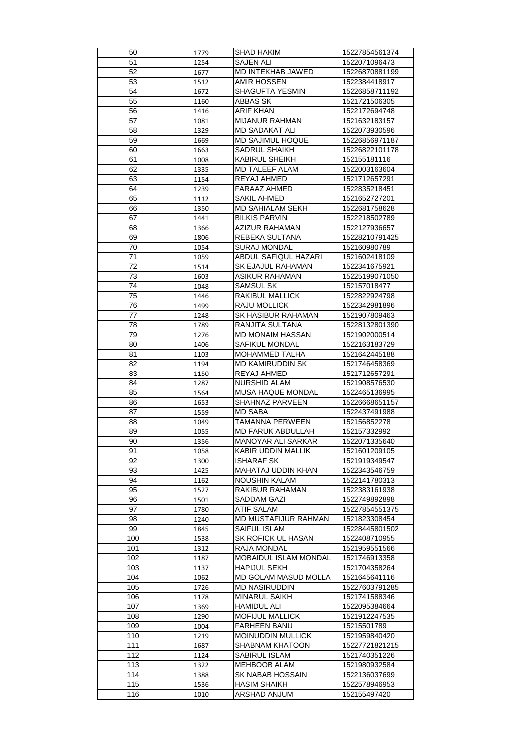| 50 | 1779 | SHAD HAKIM | 15227854561374 |
|---|---|---|---|
| 51 | 1254 | SAJEN ALI | 1522071096473 |
| 52 | 1677 | MD INTEKHAB JAWED | 15226870881199 |
| 53 | 1512 | AMIR HOSSEN | 1522384418917 |
| 54 | 1672 | SHAGUFTA YESMIN | 15226858711192 |
| 55 | 1160 | ABBAS SK | 1521721506305 |
| 56 | 1416 | ARIF KHAN | 1522172694748 |
| 57 | 1081 | MIJANUR RAHMAN | 1521632183157 |
| 58 | 1329 | MD SADAKAT ALI | 1522073930596 |
| 59 | 1669 | MD SAJIMUL HOQUE | 15226856971187 |
| 60 | 1663 | SADRUL SHAIKH | 15226822101178 |
| 61 | 1008 | KABIRUL SHEIKH | 152155181116 |
| 62 | 1335 | MD TALEEF ALAM | 1522003163604 |
| 63 | 1154 | REYAJ AHMED | 1521712657291 |
| 64 | 1239 | FARAAZ AHMED | 1522835218451 |
| 65 | 1112 | SAKIL AHMED | 1521652727201 |
| 66 | 1350 | MD SAHIALAM SEKH | 1522681758628 |
| 67 | 1441 | BILKIS PARVIN | 1522218502789 |
| 68 | 1366 | AZIZUR RAHAMAN | 1522127936657 |
| 69 | 1806 | REBEKA SULTANA | 15228210791425 |
| 70 | 1054 | SURAJ MONDAL | 152160980789 |
| 71 | 1059 | ABDUL SAFIQUL HAZARI | 1521602418109 |
| 72 | 1514 | SK EJAJUL RAHAMAN | 1522341675921 |
| 73 | 1603 | ASIKUR RAHAMAN | 15225199071050 |
| 74 | 1048 | SAMSUL SK | 152157018477 |
| 75 | 1446 | RAKIBUL MALLICK | 1522822924798 |
| 76 | 1499 | RAJU MOLLICK | 1522342981896 |
| 77 | 1248 | SK HASIBUR RAHAMAN | 1521907809463 |
| 78 | 1789 | RANJITA SULTANA | 15228132801390 |
| 79 | 1276 | MD MONAIM HASSAN | 1521902000514 |
| 80 | 1406 | SAFIKUL MONDAL | 1522163183729 |
| 81 | 1103 | MOHAMMED TALHA | 1521642445188 |
| 82 | 1194 | MD KAMIRUDDIN SK | 1521746458369 |
| 83 | 1150 | REYAJ AHMED | 1521712657291 |
| 84 | 1287 | NURSHID ALAM | 1521908576530 |
| 85 | 1564 | MUSA HAQUE MONDAL | 1522465136995 |
| 86 | 1653 | SHAHNAZ PARVEEN | 15226668651157 |
| 87 | 1559 | MD SABA | 1522437491988 |
| 88 | 1049 | TAMANNA PERWEEN | 152156852278 |
| 89 | 1055 | MD FARUK ABDULLAH | 152157332992 |
| 90 | 1356 | MANOYAR ALI SARKAR | 1522071335640 |
| 91 | 1058 | KABIR UDDIN MALLIK | 1521601209105 |
| 92 | 1300 | ISHARAF SK | 1521919349547 |
| 93 | 1425 | MAHATAJ UDDIN KHAN | 1522343546759 |
| 94 | 1162 | NOUSHIN KALAM | 1522141780313 |
| 95 | 1527 | RAKIBUR RAHAMAN | 1522383161938 |
| 96 | 1501 | SADDAM GAZI | 1522749892898 |
| 97 | 1780 | ATIF SALAM | 15227854551375 |
| 98 | 1240 | MD MUSTAFIJUR RAHMAN | 1521823308454 |
| 99 | 1845 | SAIFUL ISLAM | 15228445801502 |
| 100 | 1538 | SK ROFICK UL HASAN | 1522408710955 |
| 101 | 1312 | RAJA MONDAL | 1521959551566 |
| 102 | 1187 | MOBAIDUL ISLAM MONDAL | 1521746913358 |
| 103 | 1137 | HAPIJUL SEKH | 1521704358264 |
| 104 | 1062 | MD GOLAM MASUD MOLLA | 1521645641116 |
| 105 | 1726 | MD NASIRUDDIN | 15227603791285 |
| 106 | 1178 | MINARUL SAIKH | 1521741588346 |
| 107 | 1369 | HAMIDUL ALI | 1522095384664 |
| 108 | 1290 | MOFIJUL MALLICK | 1521912247535 |
| 109 | 1004 | FARHEEN BANU | 15215501789 |
| 110 | 1219 | MOINUDDIN MULLICK | 1521959840420 |
| 111 | 1687 | SHABNAM KHATOON | 15227721821215 |
| 112 | 1124 | SABIRUL ISLAM | 1521740351226 |
| 113 | 1322 | MEHBOOB ALAM | 1521980932584 |
| 114 | 1388 | SK NABAB HOSSAIN | 1522136037699 |
| 115 | 1536 | HASIM SHAIKH | 1522578946953 |
| 116 | 1010 | ARSHAD ANJUM | 152155497420 |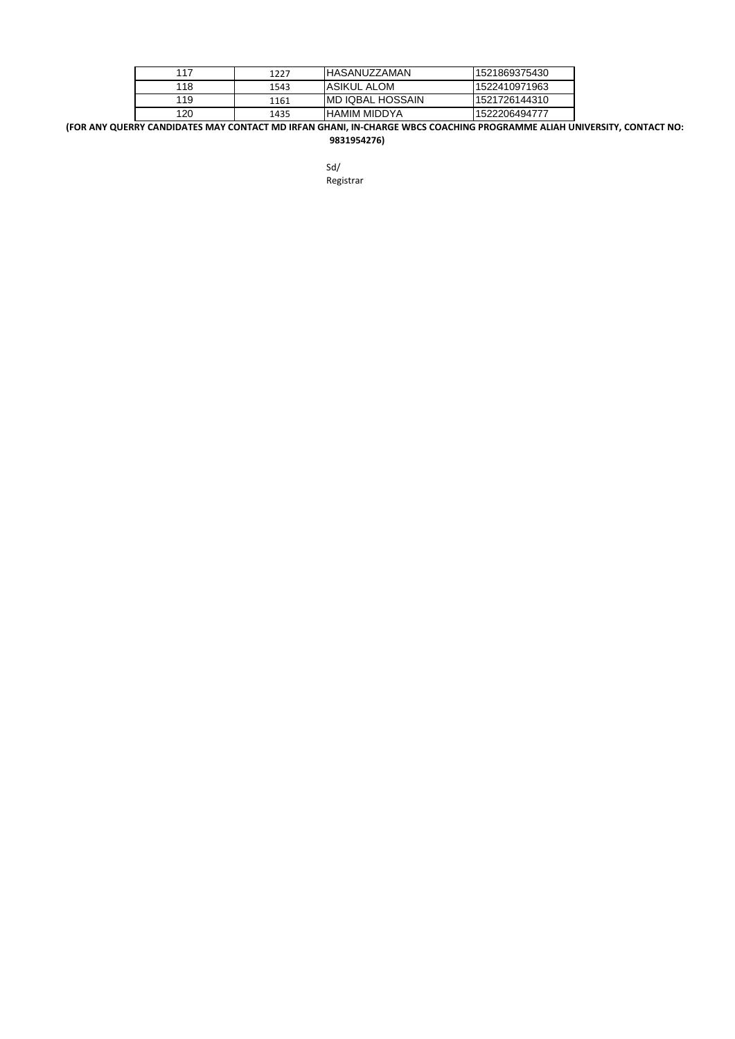| | | | |
|---|---|---|---|
| 117 | 1227 | HASANUZZAMAN | 1521869375430 |
| 118 | 1543 | ASIKUL ALOM | 1522410971963 |
| 119 | 1161 | MD IQBAL HOSSAIN | 1521726144310 |
| 120 | 1435 | HAMIM MIDDYA | 1522206494777 |

**(FOR ANY QUERRY CANDIDATES MAY CONTACT MD IRFAN GHANI, IN-CHARGE WBCS COACHING PROGRAMME ALIAH UNIVERSITY, CONTACT NO: 9831954276)**

Sd/
Registrar